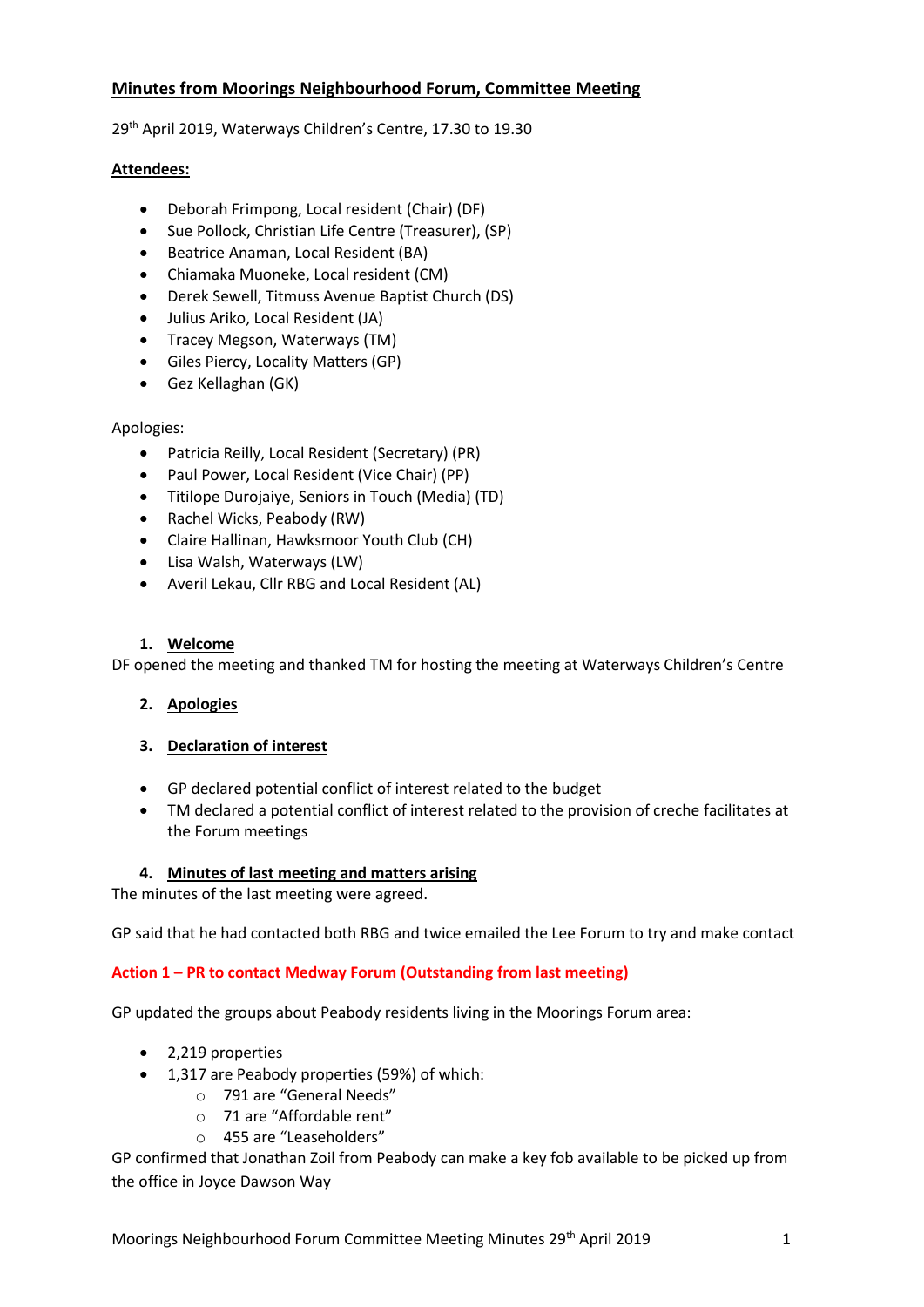# Minutes from Moorings Neighbourhood Forum, Committee Meeting

29th April 2019, Waterways Children's Centre, 17.30 to 19.30

**Attendees:**

- Deborah Frimpong, Local resident (Chair) (DF)
- Sue Pollock, Christian Life Centre (Treasurer), (SP)
- Beatrice Anaman, Local Resident (BA)
- Chiamaka Muoneke, Local resident (CM)
- Derek Sewell, Titmuss Avenue Baptist Church (DS)
- Julius Ariko, Local Resident (JA)
- Tracey Megson, Waterways (TM)
- Giles Piercy, Locality Matters (GP)
- Gez Kellaghan (GK)

Apologies:

- Patricia Reilly, Local Resident (Secretary) (PR)
- Paul Power, Local Resident (Vice Chair) (PP)
- Titilope Durojaiye, Seniors in Touch (Media) (TD)
- Rachel Wicks, Peabody (RW)
- Claire Hallinan, Hawksmoor Youth Club (CH)
- Lisa Walsh, Waterways (LW)
- Averil Lekau, Cllr RBG and Local Resident (AL)

## 1. Welcome

DF opened the meeting and thanked TM for hosting the meeting at Waterways Children's Centre

## 2. Apologies

## 3. Declaration of interest

- GP declared potential conflict of interest related to the budget
- TM declared a potential conflict of interest related to the provision of creche facilitates at the Forum meetings

## 4. Minutes of last meeting and matters arising

The minutes of the last meeting were agreed.

GP said that he had contacted both RBG and twice emailed the Lee Forum to try and make contact

**Action 1 – PR to contact Medway Forum (Outstanding from last meeting)**

GP updated the groups about Peabody residents living in the Moorings Forum area:

- 2,219 properties
- 1,317 are Peabody properties (59%) of which:
  - 791 are "General Needs"
  - 71 are "Affordable rent"
  - 455 are "Leaseholders"

GP confirmed that Jonathan Zoil from Peabody can make a key fob available to be picked up from the office in Joyce Dawson Way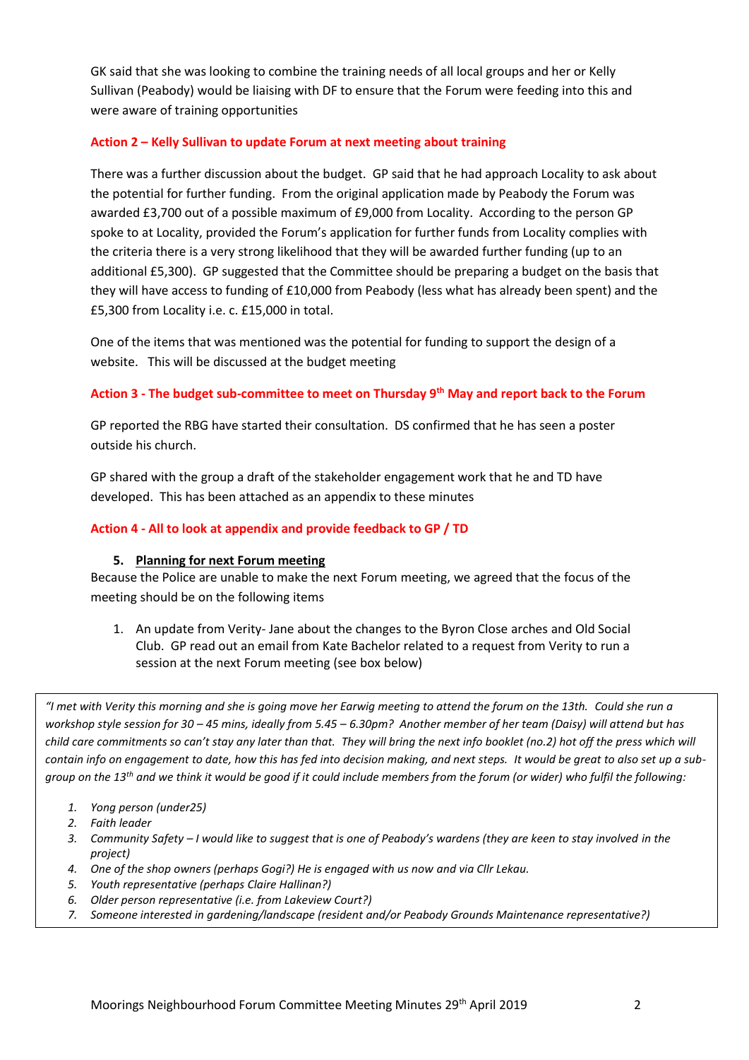GK said that she was looking to combine the training needs of all local groups and her or Kelly Sullivan (Peabody) would be liaising with DF to ensure that the Forum were feeding into this and were aware of training opportunities

**Action 2 – Kelly Sullivan to update Forum at next meeting about training**

There was a further discussion about the budget. GP said that he had approach Locality to ask about the potential for further funding. From the original application made by Peabody the Forum was awarded £3,700 out of a possible maximum of £9,000 from Locality. According to the person GP spoke to at Locality, provided the Forum's application for further funds from Locality complies with the criteria there is a very strong likelihood that they will be awarded further funding (up to an additional £5,300). GP suggested that the Committee should be preparing a budget on the basis that they will have access to funding of £10,000 from Peabody (less what has already been spent) and the £5,300 from Locality i.e. c. £15,000 in total.

One of the items that was mentioned was the potential for funding to support the design of a website. This will be discussed at the budget meeting

**Action 3 - The budget sub-committee to meet on Thursday 9th May and report back to the Forum**

GP reported the RBG have started their consultation. DS confirmed that he has seen a poster outside his church.

GP shared with the group a draft of the stakeholder engagement work that he and TD have developed. This has been attached as an appendix to these minutes

**Action 4 - All to look at appendix and provide feedback to GP / TD**

5. **Planning for next Forum meeting**

Because the Police are unable to make the next Forum meeting, we agreed that the focus of the meeting should be on the following items

1. An update from Verity- Jane about the changes to the Byron Close arches and Old Social Club. GP read out an email from Kate Bachelor related to a request from Verity to run a session at the next Forum meeting (see box below)

> *"I met with Verity this morning and she is going move her Earwig meeting to attend the forum on the 13th. Could she run a workshop style session for 30 – 45 mins, ideally from 5.45 – 6.30pm? Another member of her team (Daisy) will attend but has child care commitments so can't stay any later than that. They will bring the next info booklet (no.2) hot off the press which will contain info on engagement to date, how this has fed into decision making, and next steps. It would be great to also set up a sub-group on the 13th and we think it would be good if it could include members from the forum (or wider) who fulfil the following:*
>
> 1. *Yong person (under25)*
> 2. *Faith leader*
> 3. *Community Safety – I would like to suggest that is one of Peabody's wardens (they are keen to stay involved in the project)*
> 4. *One of the shop owners (perhaps Gogi?) He is engaged with us now and via Cllr Lekau.*
> 5. *Youth representative (perhaps Claire Hallinan?)*
> 6. *Older person representative (i.e. from Lakeview Court?)*
> 7. *Someone interested in gardening/landscape (resident and/or Peabody Grounds Maintenance representative?)*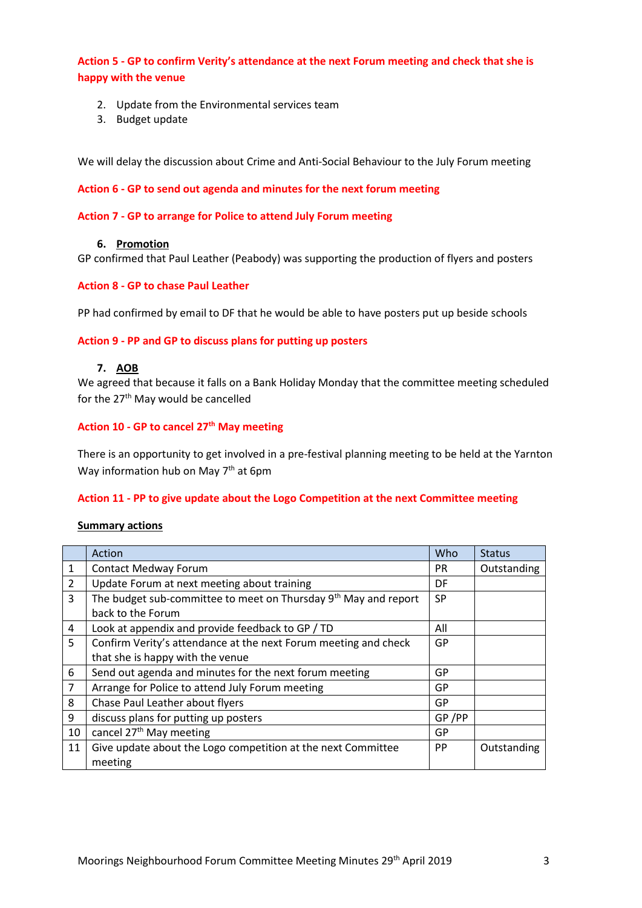**Action 5 - GP to confirm Verity's attendance at the next Forum meeting and check that she is happy with the venue**

2. Update from the Environmental services team
3. Budget update

We will delay the discussion about Crime and Anti-Social Behaviour to the July Forum meeting

**Action 6 - GP to send out agenda and minutes for the next forum meeting**

**Action 7 - GP to arrange for Police to attend July Forum meeting**

### 6. Promotion

GP confirmed that Paul Leather (Peabody) was supporting the production of flyers and posters

**Action 8 - GP to chase Paul Leather**

PP had confirmed by email to DF that he would be able to have posters put up beside schools

**Action 9 - PP and GP to discuss plans for putting up posters**

### 7. AOB

We agreed that because it falls on a Bank Holiday Monday that the committee meeting scheduled for the 27th May would be cancelled

**Action 10 - GP to cancel 27th May meeting**

There is an opportunity to get involved in a pre-festival planning meeting to be held at the Yarnton Way information hub on May 7th at 6pm

**Action 11 - PP to give update about the Logo Competition at the next Committee meeting**

**Summary actions**

| | Action | Who | Status |
|---|---|---|---|
| 1 | Contact Medway Forum | PR | Outstanding |
| 2 | Update Forum at next meeting about training | DF | |
| 3 | The budget sub-committee to meet on Thursday 9th May and report back to the Forum | SP | |
| 4 | Look at appendix and provide feedback to GP / TD | All | |
| 5 | Confirm Verity's attendance at the next Forum meeting and check that she is happy with the venue | GP | |
| 6 | Send out agenda and minutes for the next forum meeting | GP | |
| 7 | Arrange for Police to attend July Forum meeting | GP | |
| 8 | Chase Paul Leather about flyers | GP | |
| 9 | discuss plans for putting up posters | GP /PP | |
| 10 | cancel 27th May meeting | GP | |
| 11 | Give update about the Logo competition at the next Committee meeting | PP | Outstanding |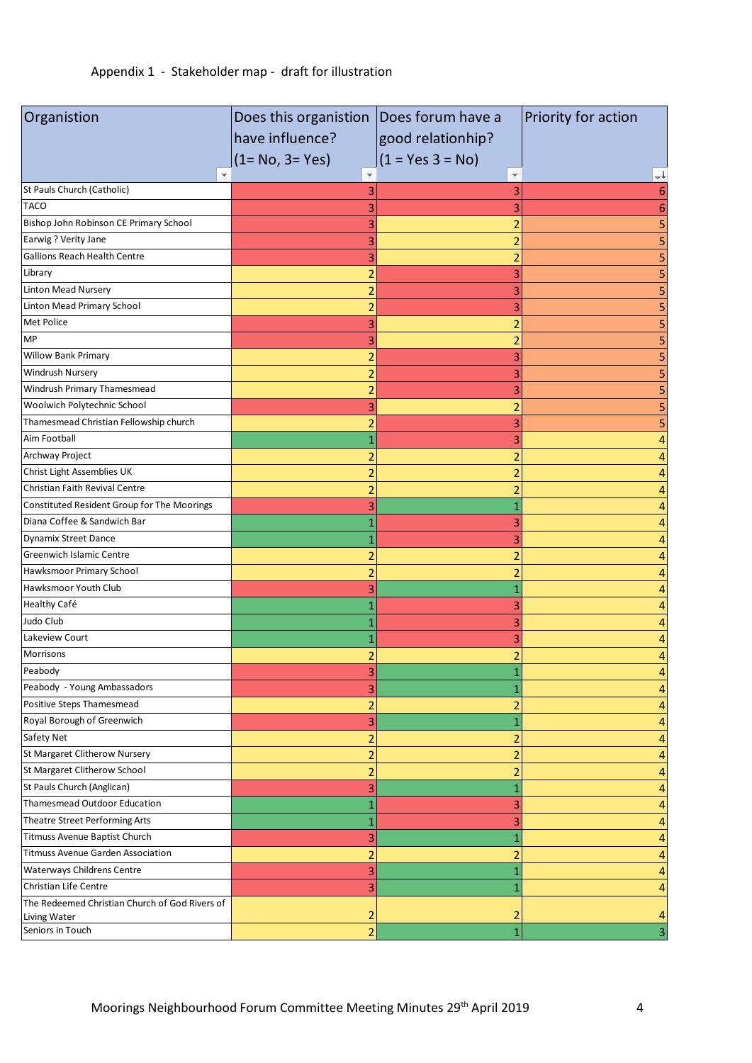Appendix 1 - Stakeholder map - draft for illustration

| Organistion | Does this organistion have influence? (1= No, 3= Yes) | Does forum have a good relationhip? (1 = Yes 3 = No) | Priority for action |
|---|---|---|---|
| St Pauls Church (Catholic) | 3 | 3 | 6 |
| TACO | 3 | 3 | 6 |
| Bishop John Robinson CE Primary School | 3 | 2 | 5 |
| Earwig ? Verity Jane | 3 | 2 | 5 |
| Gallions Reach Health Centre | 3 | 2 | 5 |
| Library | 2 | 3 | 5 |
| Linton Mead Nursery | 2 | 3 | 5 |
| Linton Mead Primary School | 2 | 3 | 5 |
| Met Police | 3 | 2 | 5 |
| MP | 3 | 2 | 5 |
| Willow Bank Primary | 2 | 3 | 5 |
| Windrush Nursery | 2 | 3 | 5 |
| Windrush Primary Thamesmead | 2 | 3 | 5 |
| Woolwich Polytechnic School | 3 | 2 | 5 |
| Thamesmead Christian Fellowship church | 2 | 3 | 5 |
| Aim Football | 1 | 3 | 4 |
| Archway Project | 2 | 2 | 4 |
| Christ Light Assemblies UK | 2 | 2 | 4 |
| Christian Faith Revival Centre | 2 | 2 | 4 |
| Constituted Resident Group for The Moorings | 3 | 1 | 4 |
| Diana Coffee & Sandwich Bar | 1 | 3 | 4 |
| Dynamix Street Dance | 1 | 3 | 4 |
| Greenwich Islamic Centre | 2 | 2 | 4 |
| Hawksmoor Primary School | 2 | 2 | 4 |
| Hawksmoor Youth Club | 3 | 1 | 4 |
| Healthy Café | 1 | 3 | 4 |
| Judo Club | 1 | 3 | 4 |
| Lakeview Court | 1 | 3 | 4 |
| Morrisons | 2 | 2 | 4 |
| Peabody | 3 | 1 | 4 |
| Peabody - Young Ambassadors | 3 | 1 | 4 |
| Positive Steps Thamesmead | 2 | 2 | 4 |
| Royal Borough of Greenwich | 3 | 1 | 4 |
| Safety Net | 2 | 2 | 4 |
| St Margaret Clitherow Nursery | 2 | 2 | 4 |
| St Margaret Clitherow School | 2 | 2 | 4 |
| St Pauls Church (Anglican) | 3 | 1 | 4 |
| Thamesmead Outdoor Education | 1 | 3 | 4 |
| Theatre Street Performing Arts | 1 | 3 | 4 |
| Titmuss Avenue Baptist Church | 3 | 1 | 4 |
| Titmuss Avenue Garden Association | 2 | 2 | 4 |
| Waterways Childrens Centre | 3 | 1 | 4 |
| Christian Life Centre | 3 | 1 | 4 |
| The Redeemed Christian Church of God Rivers of Living Water | 2 | 2 | 4 |
| Seniors in Touch | 2 | 1 | 3 |

Moorings Neighbourhood Forum Committee Meeting Minutes 29th April 2019